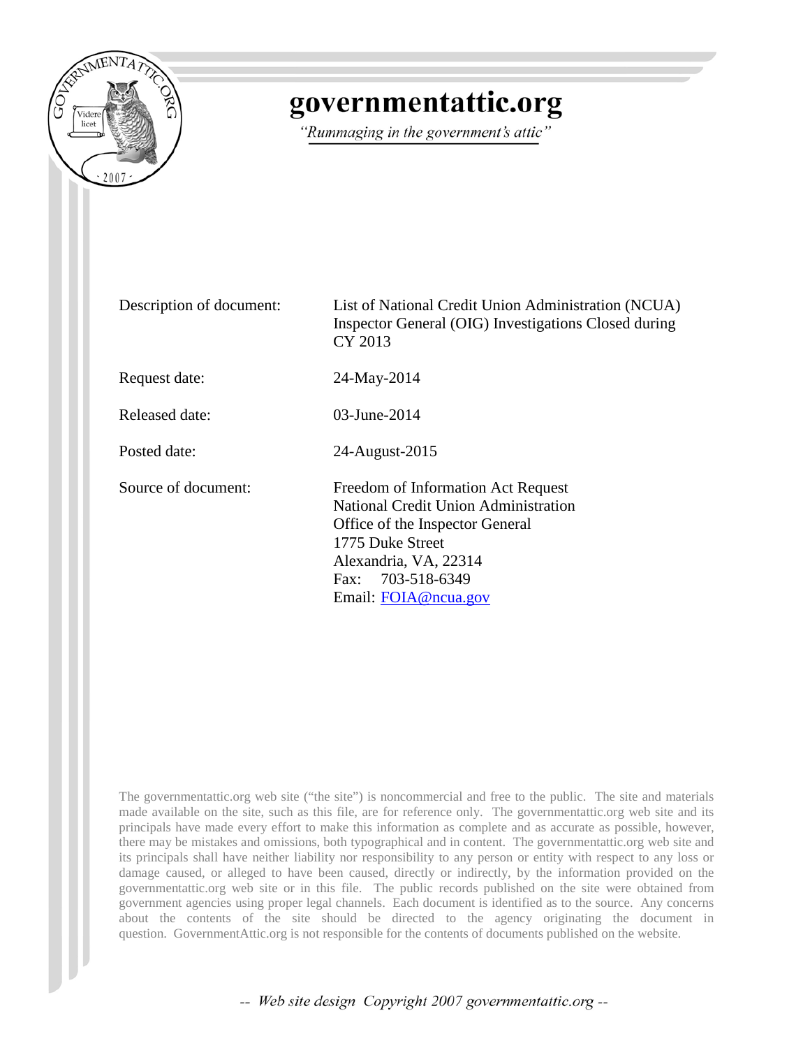# governmentattic.org

*"Rummaging in the government's attic"*

| | |
|---|---|
| Description of document: | List of National Credit Union Administration (NCUA) Inspector General (OIG) Investigations Closed during CY 2013 |
| Request date: | 24-May-2014 |
| Released date: | 03-June-2014 |
| Posted date: | 24-August-2015 |
| Source of document: | Freedom of Information Act Request<br>National Credit Union Administration<br>Office of the Inspector General<br>1775 Duke Street<br>Alexandria, VA, 22314<br>Fax: 703-518-6349<br>Email: FOIA@ncua.gov |

The governmentattic.org web site ("the site") is noncommercial and free to the public. The site and materials made available on the site, such as this file, are for reference only. The governmentattic.org web site and its principals have made every effort to make this information as complete and as accurate as possible, however, there may be mistakes and omissions, both typographical and in content. The governmentattic.org web site and its principals shall have neither liability nor responsibility to any person or entity with respect to any loss or damage caused, or alleged to have been caused, directly or indirectly, by the information provided on the governmentattic.org web site or in this file. The public records published on the site were obtained from government agencies using proper legal channels. Each document is identified as to the source. Any concerns about the contents of the site should be directed to the agency originating the document in question. GovernmentAttic.org is not responsible for the contents of documents published on the website.

-- Web site design Copyright 2007 governmentattic.org --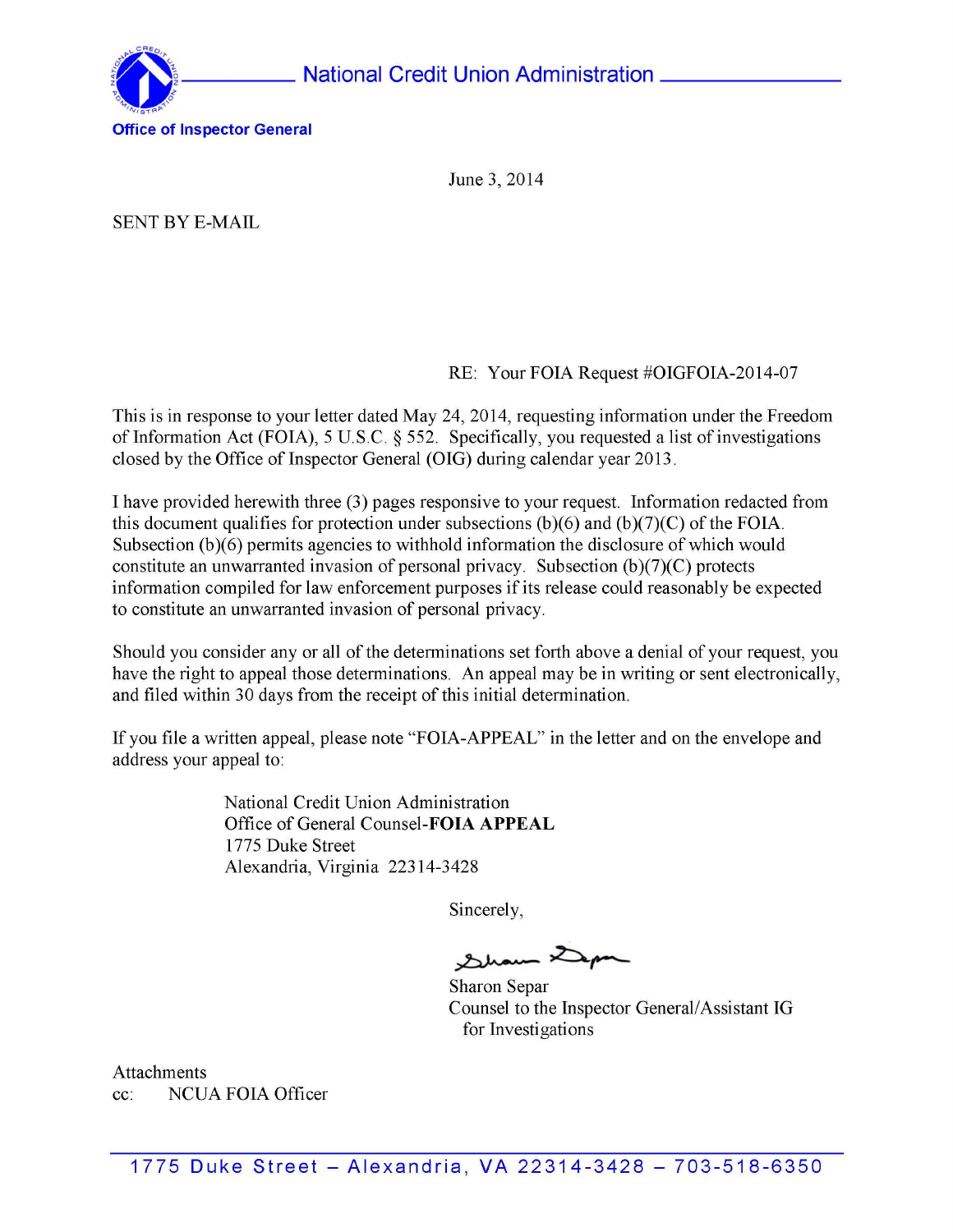National Credit Union Administration

**Office of Inspector General**

June 3, 2014

SENT BY E-MAIL

RE: Your FOIA Request #OIGFOIA-2014-07

This is in response to your letter dated May 24, 2014, requesting information under the Freedom of Information Act (FOIA), 5 U.S.C. § 552. Specifically, you requested a list of investigations closed by the Office of Inspector General (OIG) during calendar year 2013.

I have provided herewith three (3) pages responsive to your request. Information redacted from this document qualifies for protection under subsections (b)(6) and (b)(7)(C) of the FOIA. Subsection (b)(6) permits agencies to withhold information the disclosure of which would constitute an unwarranted invasion of personal privacy. Subsection (b)(7)(C) protects information compiled for law enforcement purposes if its release could reasonably be expected to constitute an unwarranted invasion of personal privacy.

Should you consider any or all of the determinations set forth above a denial of your request, you have the right to appeal those determinations. An appeal may be in writing or sent electronically, and filed within 30 days from the receipt of this initial determination.

If you file a written appeal, please note "FOIA-APPEAL" in the letter and on the envelope and address your appeal to:

National Credit Union Administration
Office of General Counsel-**FOIA APPEAL**
1775 Duke Street
Alexandria, Virginia 22314-3428

Sincerely,

Sharon Separ
Counsel to the Inspector General/Assistant IG
for Investigations

Attachments
cc: NCUA FOIA Officer

1775 Duke Street – Alexandria, VA 22314-3428 – 703-518-6350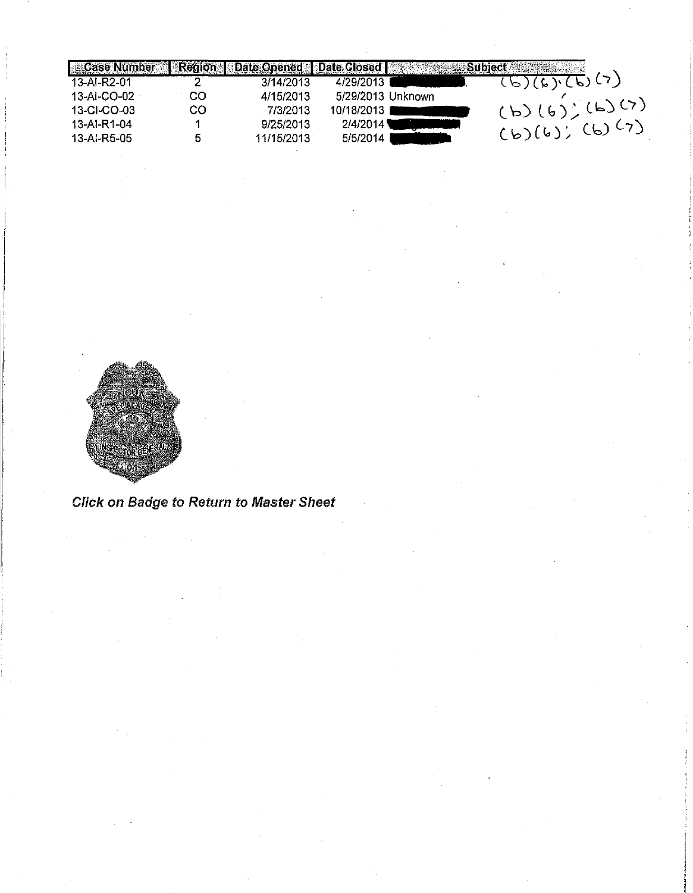| Case Number | Region | Date Opened | Date Closed | Subject |
|---|---|---|---|---|
| 13-AI-R2-01 | 2 | 3/14/2013 | 4/29/2013 | (b)(6); (b)(7) |
| 13-AI-CO-02 | CO | 4/15/2013 | 5/29/2013 | Unknown |
| 13-CI-CO-03 | CO | 7/3/2013 | 10/18/2013 | (b)(6); (b)(7) |
| 13-AI-R1-04 | 1 | 9/25/2013 | 2/4/2014 | (b)(6); (b)(7) |
| 13-AI-R5-05 | 5 | 11/15/2013 | 5/5/2014 | |

***Click on Badge to Return to Master Sheet***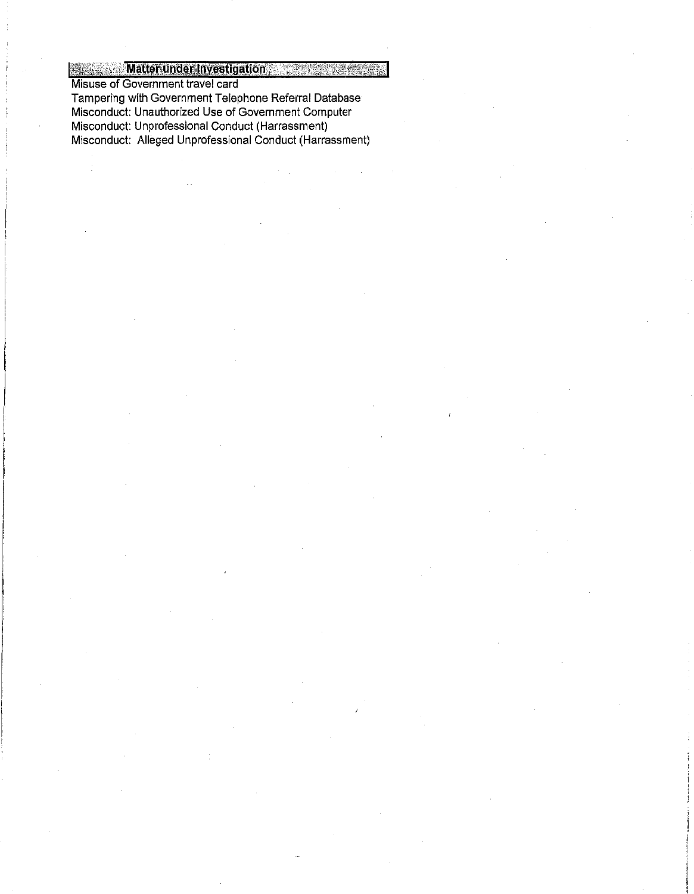| Matter under Investigation |
| --- |
| Misuse of Government travel card |
| Tampering with Government Telephone Referral Database |
| Misconduct: Unauthorized Use of Government Computer |
| Misconduct: Unprofessional Conduct (Harrassment) |
| Misconduct: Alleged Unprofessional Conduct (Harrassment) |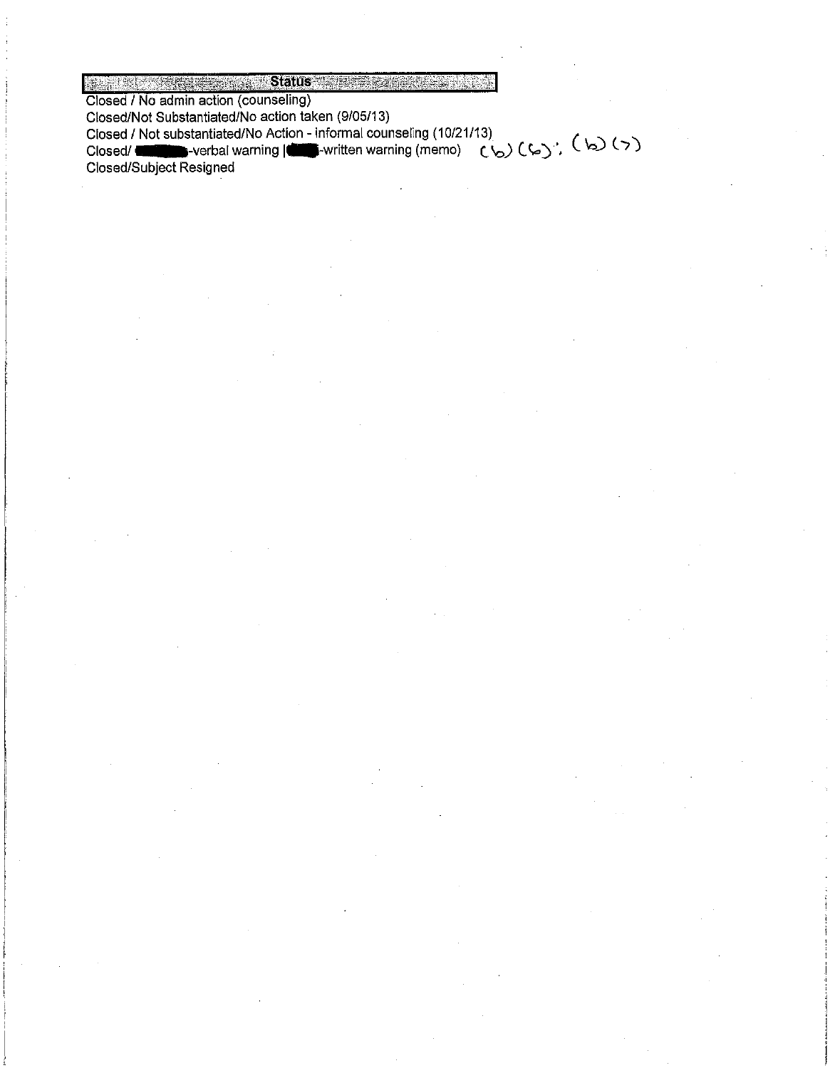| Status |
| --- |
| Closed / No admin action (counseling) |
| Closed/Not Substantiated/No action taken (9/05/13) |
| Closed / Not substantiated/No Action - informal counseling (10/21/13) |
| Closed/ ███-verbal warning \| ███-written warning (memo) (b)(6); (b)(7) |
| Closed/Subject Resigned |